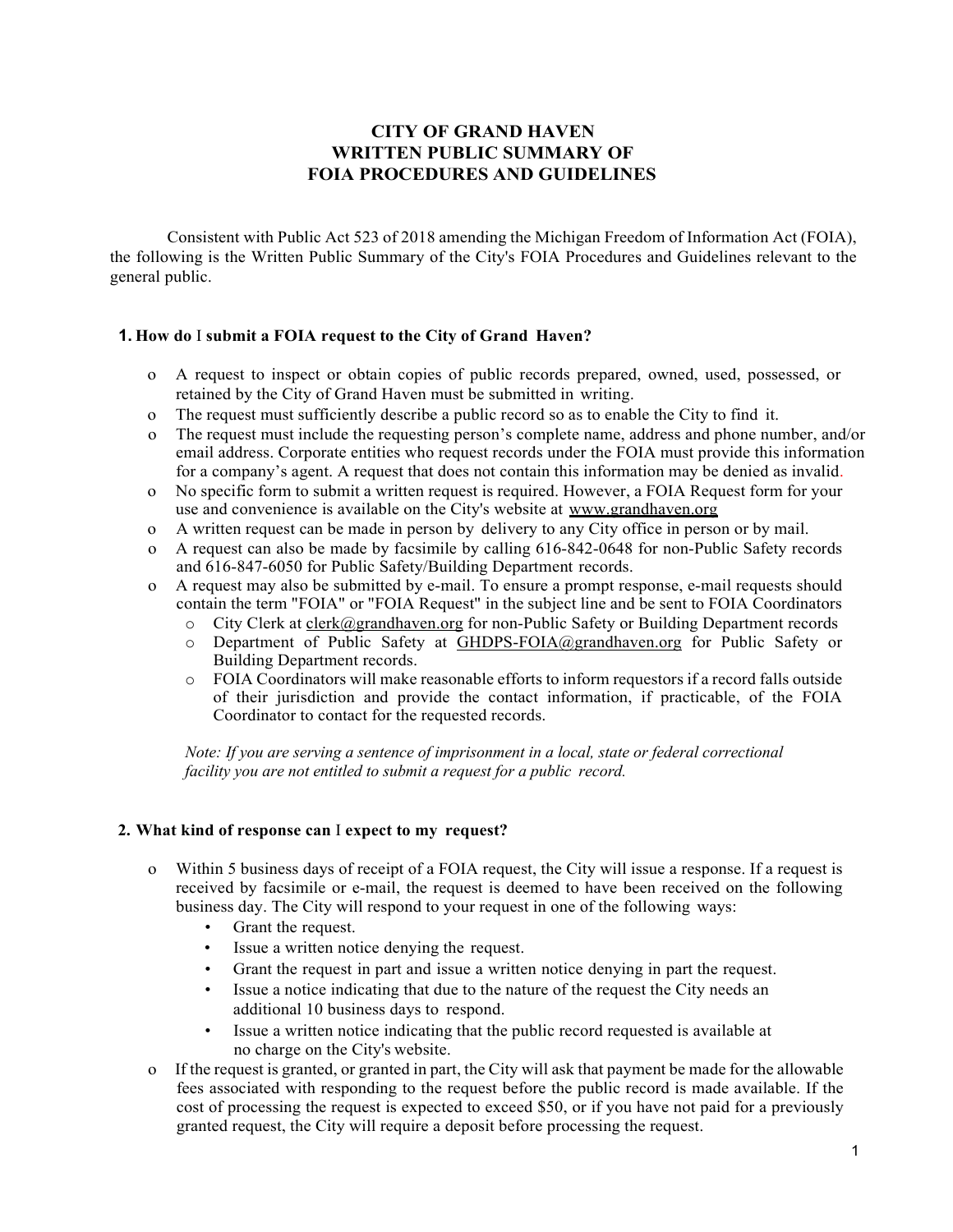# CITY OF GRAND HAVEN
# WRITTEN PUBLIC SUMMARY OF
# FOIA PROCEDURES AND GUIDELINES

Consistent with Public Act 523 of 2018 amending the Michigan Freedom of Information Act (FOIA), the following is the Written Public Summary of the City's FOIA Procedures and Guidelines relevant to the general public.

## 1. How do I submit a FOIA request to the City of Grand Haven?

- A request to inspect or obtain copies of public records prepared, owned, used, possessed, or retained by the City of Grand Haven must be submitted in writing.
- The request must sufficiently describe a public record so as to enable the City to find it.
- The request must include the requesting person's complete name, address and phone number, and/or email address. Corporate entities who request records under the FOIA must provide this information for a company's agent. A request that does not contain this information may be denied as invalid.
- No specific form to submit a written request is required. However, a FOIA Request form for your use and convenience is available on the City's website at www.grandhaven.org
- A written request can be made in person by delivery to any City office in person or by mail.
- A request can also be made by facsimile by calling 616-842-0648 for non-Public Safety records and 616-847-6050 for Public Safety/Building Department records.
- A request may also be submitted by e-mail. To ensure a prompt response, e-mail requests should contain the term "FOIA" or "FOIA Request" in the subject line and be sent to FOIA Coordinators
  - City Clerk at clerk@grandhaven.org for non-Public Safety or Building Department records
  - Department of Public Safety at GHDPS-FOIA@grandhaven.org for Public Safety or Building Department records.
  - FOIA Coordinators will make reasonable efforts to inform requestors if a record falls outside of their jurisdiction and provide the contact information, if practicable, of the FOIA Coordinator to contact for the requested records.

  *Note: If you are serving a sentence of imprisonment in a local, state or federal correctional facility you are not entitled to submit a request for a public record.*

## 2. What kind of response can I expect to my request?

- Within 5 business days of receipt of a FOIA request, the City will issue a response. If a request is received by facsimile or e-mail, the request is deemed to have been received on the following business day. The City will respond to your request in one of the following ways:
  - Grant the request.
  - Issue a written notice denying the request.
  - Grant the request in part and issue a written notice denying in part the request.
  - Issue a notice indicating that due to the nature of the request the City needs an additional 10 business days to respond.
  - Issue a written notice indicating that the public record requested is available at no charge on the City's website.
- If the request is granted, or granted in part, the City will ask that payment be made for the allowable fees associated with responding to the request before the public record is made available. If the cost of processing the request is expected to exceed $50, or if you have not paid for a previously granted request, the City will require a deposit before processing the request.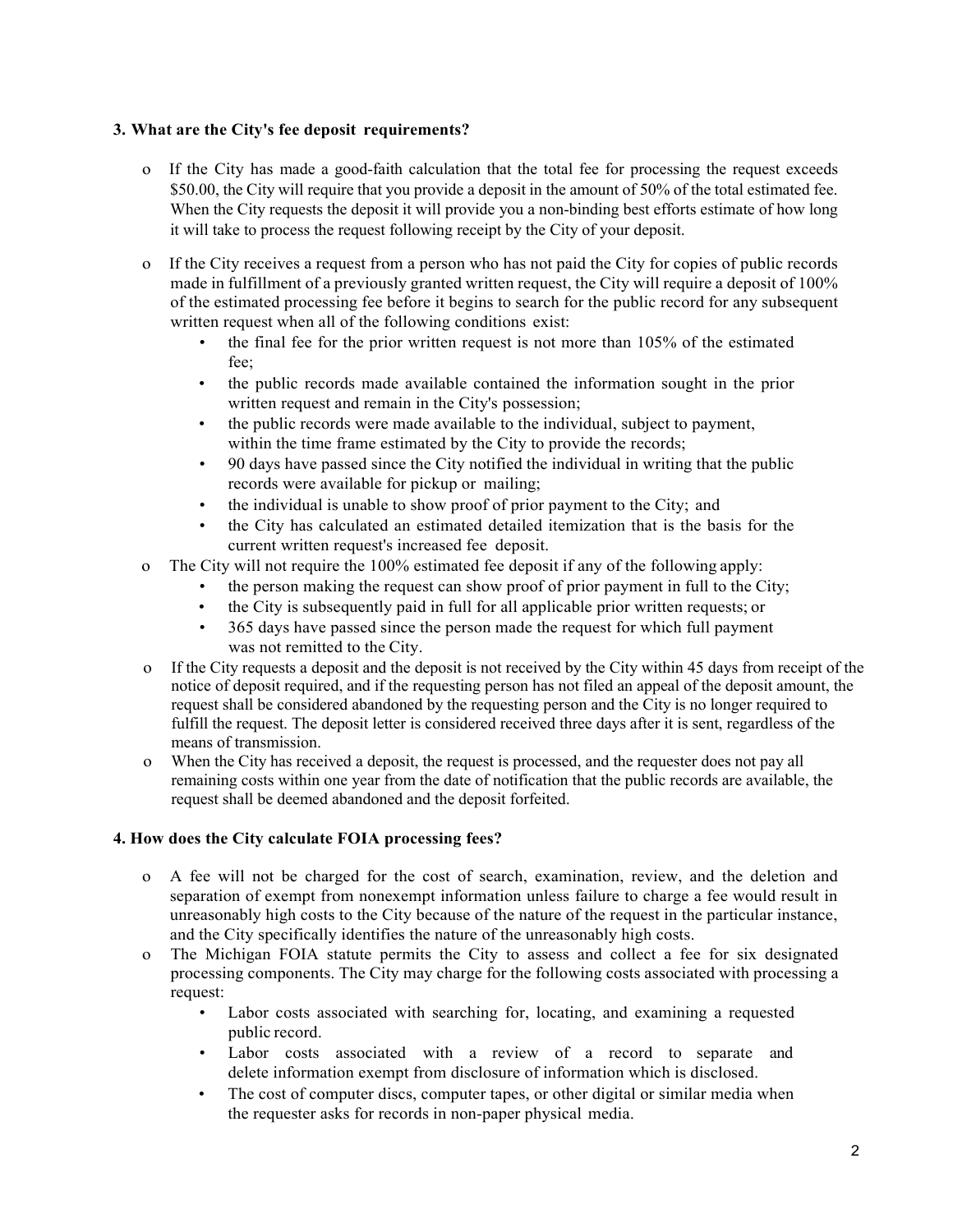### 3. What are the City's fee deposit requirements?

- If the City has made a good-faith calculation that the total fee for processing the request exceeds $50.00, the City will require that you provide a deposit in the amount of 50% of the total estimated fee. When the City requests the deposit it will provide you a non-binding best efforts estimate of how long it will take to process the request following receipt by the City of your deposit.
- If the City receives a request from a person who has not paid the City for copies of public records made in fulfillment of a previously granted written request, the City will require a deposit of 100% of the estimated processing fee before it begins to search for the public record for any subsequent written request when all of the following conditions exist:
  - the final fee for the prior written request is not more than 105% of the estimated fee;
  - the public records made available contained the information sought in the prior written request and remain in the City's possession;
  - the public records were made available to the individual, subject to payment, within the time frame estimated by the City to provide the records;
  - 90 days have passed since the City notified the individual in writing that the public records were available for pickup or mailing;
  - the individual is unable to show proof of prior payment to the City; and
  - the City has calculated an estimated detailed itemization that is the basis for the current written request's increased fee deposit.
- The City will not require the 100% estimated fee deposit if any of the following apply:
  - the person making the request can show proof of prior payment in full to the City;
  - the City is subsequently paid in full for all applicable prior written requests; or
  - 365 days have passed since the person made the request for which full payment was not remitted to the City.
- If the City requests a deposit and the deposit is not received by the City within 45 days from receipt of the notice of deposit required, and if the requesting person has not filed an appeal of the deposit amount, the request shall be considered abandoned by the requesting person and the City is no longer required to fulfill the request. The deposit letter is considered received three days after it is sent, regardless of the means of transmission.
- When the City has received a deposit, the request is processed, and the requester does not pay all remaining costs within one year from the date of notification that the public records are available, the request shall be deemed abandoned and the deposit forfeited.

### 4. How does the City calculate FOIA processing fees?

- A fee will not be charged for the cost of search, examination, review, and the deletion and separation of exempt from nonexempt information unless failure to charge a fee would result in unreasonably high costs to the City because of the nature of the request in the particular instance, and the City specifically identifies the nature of the unreasonably high costs.
- The Michigan FOIA statute permits the City to assess and collect a fee for six designated processing components. The City may charge for the following costs associated with processing a request:
  - Labor costs associated with searching for, locating, and examining a requested public record.
  - Labor costs associated with a review of a record to separate and delete information exempt from disclosure of information which is disclosed.
  - The cost of computer discs, computer tapes, or other digital or similar media when the requester asks for records in non-paper physical media.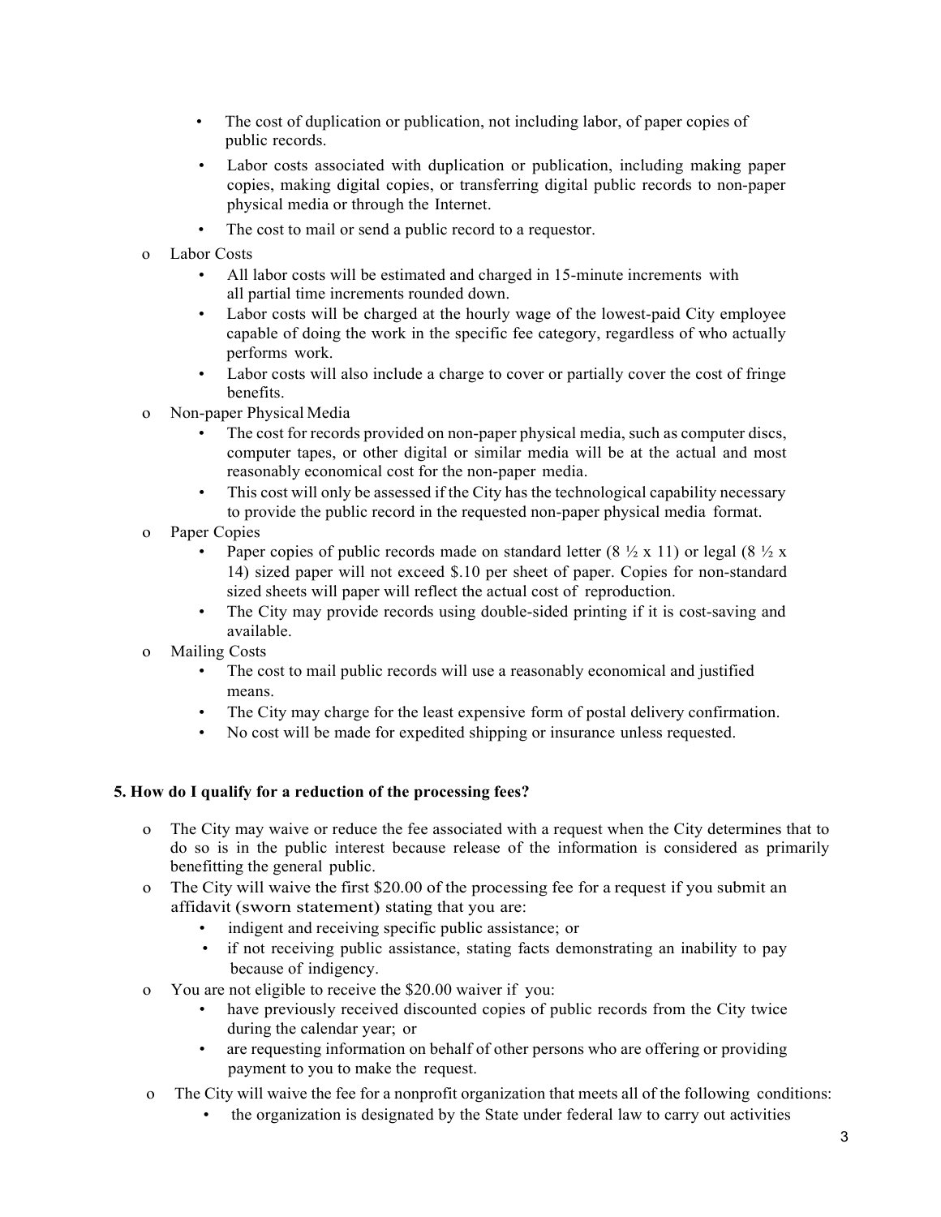- The cost of duplication or publication, not including labor, of paper copies of public records.
- Labor costs associated with duplication or publication, including making paper copies, making digital copies, or transferring digital public records to non-paper physical media or through the Internet.
- The cost to mail or send a public record to a requestor.

- Labor Costs
  - All labor costs will be estimated and charged in 15-minute increments with all partial time increments rounded down.
  - Labor costs will be charged at the hourly wage of the lowest-paid City employee capable of doing the work in the specific fee category, regardless of who actually performs work.
  - Labor costs will also include a charge to cover or partially cover the cost of fringe benefits.
- Non-paper Physical Media
  - The cost for records provided on non-paper physical media, such as computer discs, computer tapes, or other digital or similar media will be at the actual and most reasonably economical cost for the non-paper media.
  - This cost will only be assessed if the City has the technological capability necessary to provide the public record in the requested non-paper physical media format.
- Paper Copies
  - Paper copies of public records made on standard letter (8 ½ x 11) or legal (8 ½ x 14) sized paper will not exceed $.10 per sheet of paper. Copies for non-standard sized sheets will paper will reflect the actual cost of reproduction.
  - The City may provide records using double-sided printing if it is cost-saving and available.
- Mailing Costs
  - The cost to mail public records will use a reasonably economical and justified means.
  - The City may charge for the least expensive form of postal delivery confirmation.
  - No cost will be made for expedited shipping or insurance unless requested.

**5. How do I qualify for a reduction of the processing fees?**

- The City may waive or reduce the fee associated with a request when the City determines that to do so is in the public interest because release of the information is considered as primarily benefitting the general public.
- The City will waive the first $20.00 of the processing fee for a request if you submit an affidavit (sworn statement) stating that you are:
  - indigent and receiving specific public assistance; or
  - if not receiving public assistance, stating facts demonstrating an inability to pay because of indigency.
- You are not eligible to receive the $20.00 waiver if you:
  - have previously received discounted copies of public records from the City twice during the calendar year; or
  - are requesting information on behalf of other persons who are offering or providing payment to you to make the request.
- The City will waive the fee for a nonprofit organization that meets all of the following conditions:
  - the organization is designated by the State under federal law to carry out activities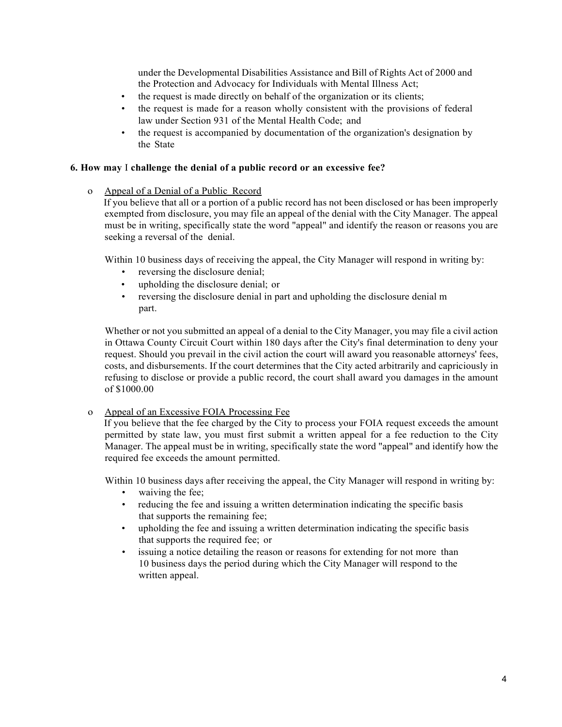under the Developmental Disabilities Assistance and Bill of Rights Act of 2000 and the Protection and Advocacy for Individuals with Mental Illness Act;

- the request is made directly on behalf of the organization or its clients;
- the request is made for a reason wholly consistent with the provisions of federal law under Section 931 of the Mental Health Code; and
- the request is accompanied by documentation of the organization's designation by the State

**6. How may I challenge the denial of a public record or an excessive fee?**

- Appeal of a Denial of a Public Record

  If you believe that all or a portion of a public record has not been disclosed or has been improperly exempted from disclosure, you may file an appeal of the denial with the City Manager. The appeal must be in writing, specifically state the word "appeal" and identify the reason or reasons you are seeking a reversal of the denial.

  Within 10 business days of receiving the appeal, the City Manager will respond in writing by:

  - reversing the disclosure denial;
  - upholding the disclosure denial; or
  - reversing the disclosure denial in part and upholding the disclosure denial m part.

  Whether or not you submitted an appeal of a denial to the City Manager, you may file a civil action in Ottawa County Circuit Court within 180 days after the City's final determination to deny your request. Should you prevail in the civil action the court will award you reasonable attorneys' fees, costs, and disbursements. If the court determines that the City acted arbitrarily and capriciously in refusing to disclose or provide a public record, the court shall award you damages in the amount of $1000.00

- Appeal of an Excessive FOIA Processing Fee

  If you believe that the fee charged by the City to process your FOIA request exceeds the amount permitted by state law, you must first submit a written appeal for a fee reduction to the City Manager. The appeal must be in writing, specifically state the word "appeal" and identify how the required fee exceeds the amount permitted.

  Within 10 business days after receiving the appeal, the City Manager will respond in writing by:

  - waiving the fee;
  - reducing the fee and issuing a written determination indicating the specific basis that supports the remaining fee;
  - upholding the fee and issuing a written determination indicating the specific basis that supports the required fee; or
  - issuing a notice detailing the reason or reasons for extending for not more than 10 business days the period during which the City Manager will respond to the written appeal.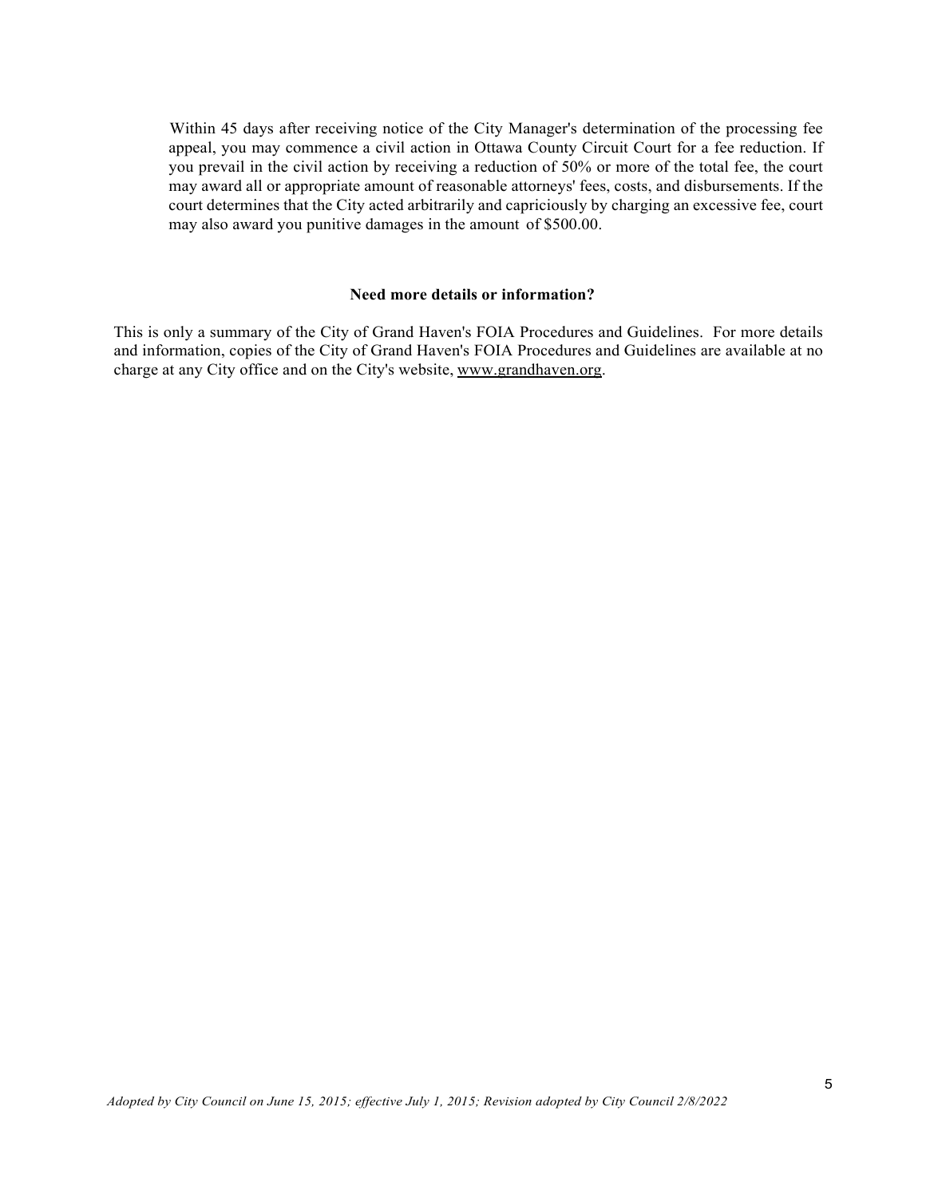Within 45 days after receiving notice of the City Manager's determination of the processing fee appeal, you may commence a civil action in Ottawa County Circuit Court for a fee reduction. If you prevail in the civil action by receiving a reduction of 50% or more of the total fee, the court may award all or appropriate amount of reasonable attorneys' fees, costs, and disbursements. If the court determines that the City acted arbitrarily and capriciously by charging an excessive fee, court may also award you punitive damages in the amount of $500.00.

**Need more details or information?**

This is only a summary of the City of Grand Haven's FOIA Procedures and Guidelines. For more details and information, copies of the City of Grand Haven's FOIA Procedures and Guidelines are available at no charge at any City office and on the City's website, www.grandhaven.org.

*Adopted by City Council on June 15, 2015; effective July 1, 2015; Revision adopted by City Council 2/8/2022*